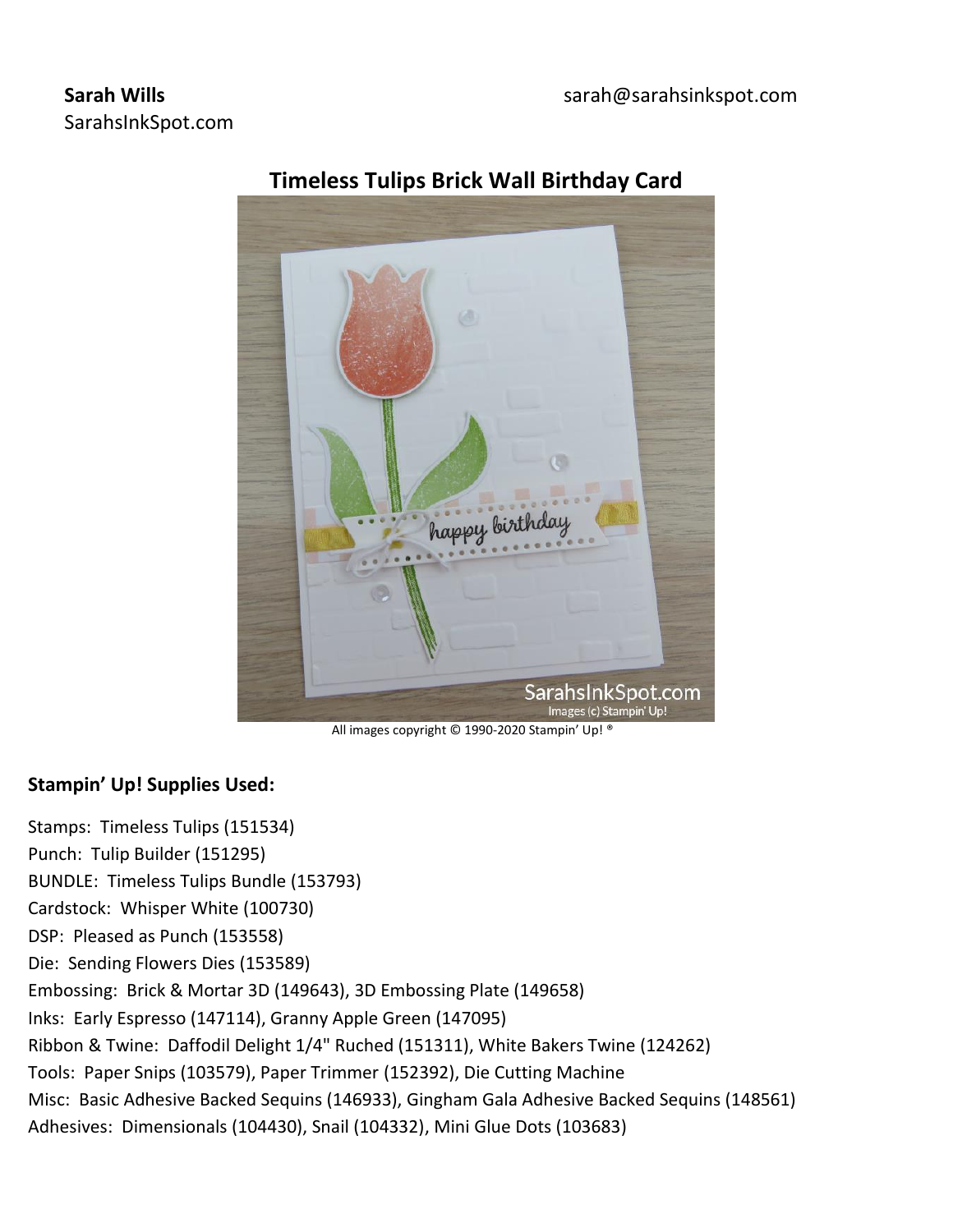**Sarah Wills** sarah@sarahsinkspot.com
SarahsInkSpot.com

## Timeless Tulips Brick Wall Birthday Card

All images copyright © 1990-2020 Stampin' Up! ®

**Stampin' Up! Supplies Used:**

Stamps: Timeless Tulips (151534)
Punch: Tulip Builder (151295)
BUNDLE: Timeless Tulips Bundle (153793)
Cardstock: Whisper White (100730)
DSP: Pleased as Punch (153558)
Die: Sending Flowers Dies (153589)
Embossing: Brick & Mortar 3D (149643), 3D Embossing Plate (149658)
Inks: Early Espresso (147114), Granny Apple Green (147095)
Ribbon & Twine: Daffodil Delight 1/4" Ruched (151311), White Bakers Twine (124262)
Tools: Paper Snips (103579), Paper Trimmer (152392), Die Cutting Machine
Misc: Basic Adhesive Backed Sequins (146933), Gingham Gala Adhesive Backed Sequins (148561)
Adhesives: Dimensionals (104430), Snail (104332), Mini Glue Dots (103683)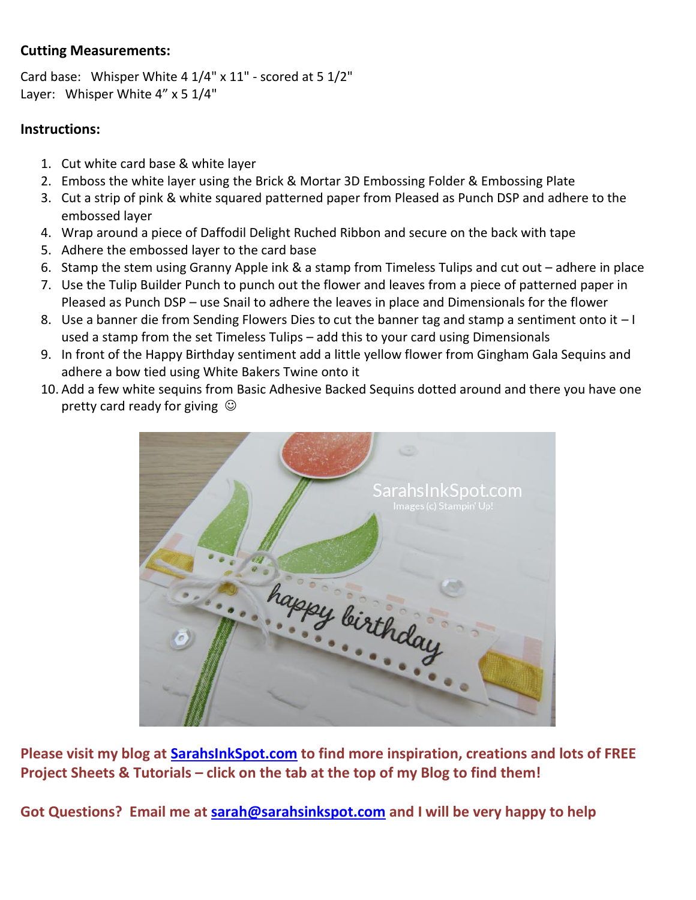**Cutting Measurements:**

Card base: Whisper White 4 1/4" x 11" - scored at 5 1/2"
Layer: Whisper White 4" x 5 1/4"

**Instructions:**

1. Cut white card base & white layer
2. Emboss the white layer using the Brick & Mortar 3D Embossing Folder & Embossing Plate
3. Cut a strip of pink & white squared patterned paper from Pleased as Punch DSP and adhere to the embossed layer
4. Wrap around a piece of Daffodil Delight Ruched Ribbon and secure on the back with tape
5. Adhere the embossed layer to the card base
6. Stamp the stem using Granny Apple ink & a stamp from Timeless Tulips and cut out – adhere in place
7. Use the Tulip Builder Punch to punch out the flower and leaves from a piece of patterned paper in Pleased as Punch DSP – use Snail to adhere the leaves in place and Dimensionals for the flower
8. Use a banner die from Sending Flowers Dies to cut the banner tag and stamp a sentiment onto it – I used a stamp from the set Timeless Tulips – add this to your card using Dimensionals
9. In front of the Happy Birthday sentiment add a little yellow flower from Gingham Gala Sequins and adhere a bow tied using White Bakers Twine onto it
10. Add a few white sequins from Basic Adhesive Backed Sequins dotted around and there you have one pretty card ready for giving ☺

**Please visit my blog at [SarahsInkSpot.com](SarahsInkSpot.com) to find more inspiration, creations and lots of FREE Project Sheets & Tutorials – click on the tab at the top of my Blog to find them!**

**Got Questions? Email me at [sarah@sarahsinkspot.com](mailto:sarah@sarahsinkspot.com) and I will be very happy to help**